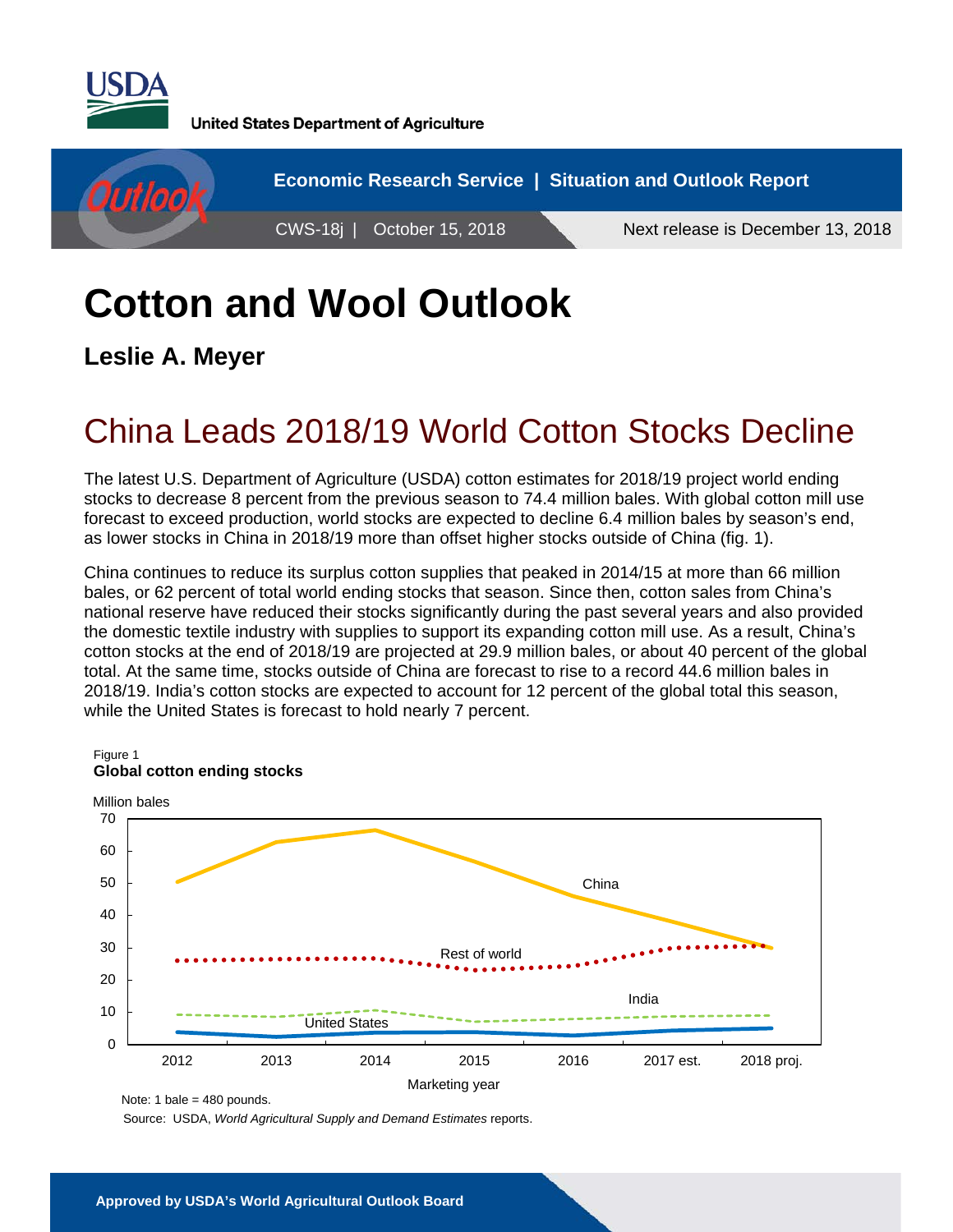United States Department of Agriculture

Economic Research Service | Situation and Outlook Report

CWS-18j | October 15, 2018

Next release is December 13, 2018

# Cotton and Wool Outlook

**Leslie A. Meyer**

## China Leads 2018/19 World Cotton Stocks Decline

The latest U.S. Department of Agriculture (USDA) cotton estimates for 2018/19 project world ending stocks to decrease 8 percent from the previous season to 74.4 million bales. With global cotton mill use forecast to exceed production, world stocks are expected to decline 6.4 million bales by season's end, as lower stocks in China in 2018/19 more than offset higher stocks outside of China (fig. 1).

China continues to reduce its surplus cotton supplies that peaked in 2014/15 at more than 66 million bales, or 62 percent of total world ending stocks that season. Since then, cotton sales from China's national reserve have reduced their stocks significantly during the past several years and also provided the domestic textile industry with supplies to support its expanding cotton mill use. As a result, China's cotton stocks at the end of 2018/19 are projected at 29.9 million bales, or about 40 percent of the global total. At the same time, stocks outside of China are forecast to rise to a record 44.6 million bales in 2018/19. India's cotton stocks are expected to account for 12 percent of the global total this season, while the United States is forecast to hold nearly 7 percent.

Figure 1
**Global cotton ending stocks**

Million bales

Marketing year: 2012, 2013, 2014, 2015, 2016, 2017 est., 2018 proj.

Series: China, Rest of world, India, United States

Note: 1 bale = 480 pounds.

Source: USDA, *World Agricultural Supply and Demand Estimates* reports.

Approved by USDA's World Agricultural Outlook Board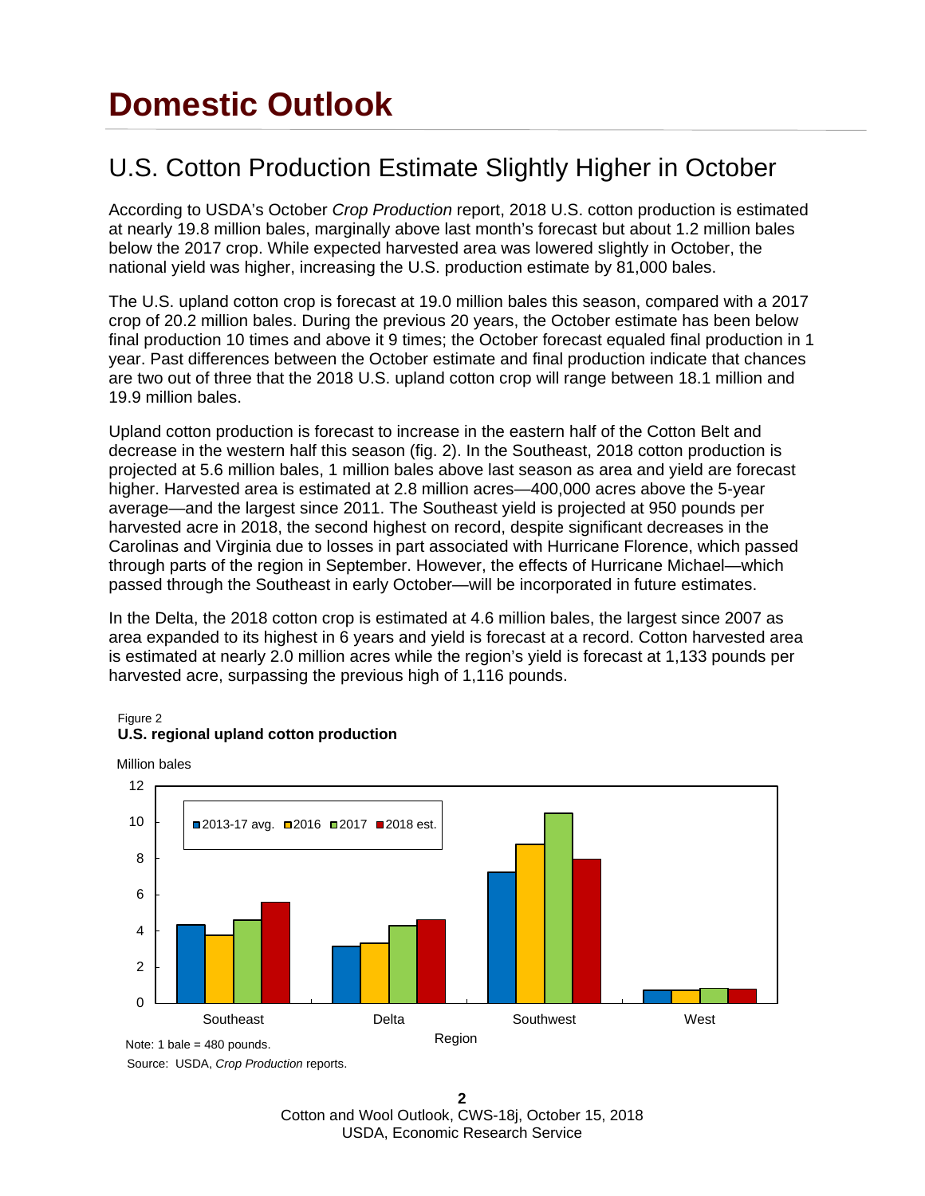# Domestic Outlook

## U.S. Cotton Production Estimate Slightly Higher in October

According to USDA's October *Crop Production* report, 2018 U.S. cotton production is estimated at nearly 19.8 million bales, marginally above last month's forecast but about 1.2 million bales below the 2017 crop. While expected harvested area was lowered slightly in October, the national yield was higher, increasing the U.S. production estimate by 81,000 bales.

The U.S. upland cotton crop is forecast at 19.0 million bales this season, compared with a 2017 crop of 20.2 million bales. During the previous 20 years, the October estimate has been below final production 10 times and above it 9 times; the October forecast equaled final production in 1 year. Past differences between the October estimate and final production indicate that chances are two out of three that the 2018 U.S. upland cotton crop will range between 18.1 million and 19.9 million bales.

Upland cotton production is forecast to increase in the eastern half of the Cotton Belt and decrease in the western half this season (fig. 2). In the Southeast, 2018 cotton production is projected at 5.6 million bales, 1 million bales above last season as area and yield are forecast higher. Harvested area is estimated at 2.8 million acres—400,000 acres above the 5-year average—and the largest since 2011. The Southeast yield is projected at 950 pounds per harvested acre in 2018, the second highest on record, despite significant decreases in the Carolinas and Virginia due to losses in part associated with Hurricane Florence, which passed through parts of the region in September. However, the effects of Hurricane Michael—which passed through the Southeast in early October—will be incorporated in future estimates.

In the Delta, the 2018 cotton crop is estimated at 4.6 million bales, the largest since 2007 as area expanded to its highest in 6 years and yield is forecast at a record. Cotton harvested area is estimated at nearly 2.0 million acres while the region's yield is forecast at 1,133 pounds per harvested acre, surpassing the previous high of 1,116 pounds.

Figure 2
**U.S. regional upland cotton production**

Million bales

Legend: 2013-17 avg., 2016, 2017, 2018 est.

Regions: Southeast, Delta, Southwest, West

Region

Note: 1 bale = 480 pounds.

Source: USDA, *Crop Production* reports.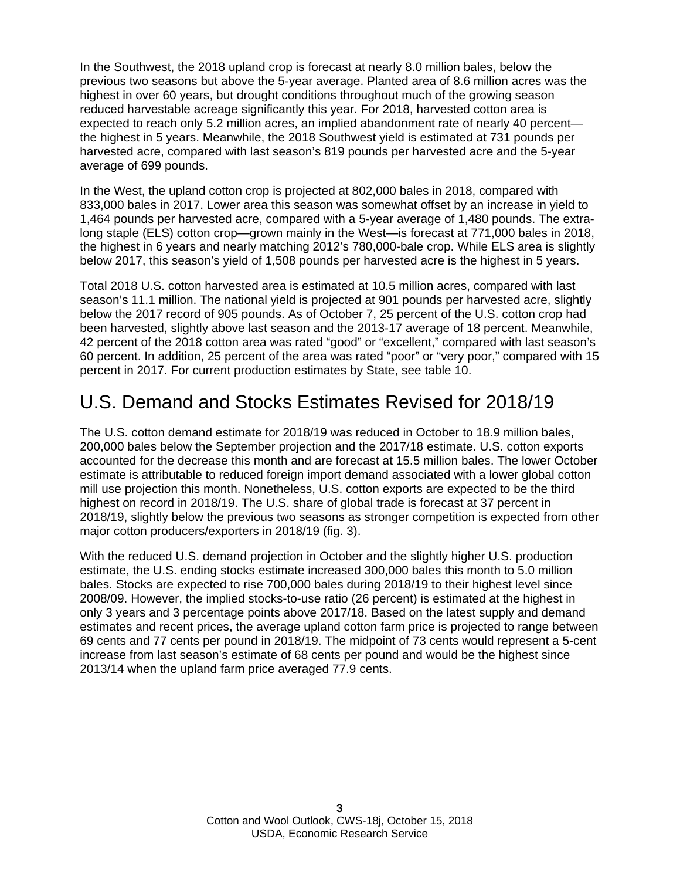In the Southwest, the 2018 upland crop is forecast at nearly 8.0 million bales, below the previous two seasons but above the 5-year average. Planted area of 8.6 million acres was the highest in over 60 years, but drought conditions throughout much of the growing season reduced harvestable acreage significantly this year. For 2018, harvested cotton area is expected to reach only 5.2 million acres, an implied abandonment rate of nearly 40 percent—the highest in 5 years. Meanwhile, the 2018 Southwest yield is estimated at 731 pounds per harvested acre, compared with last season's 819 pounds per harvested acre and the 5-year average of 699 pounds.

In the West, the upland cotton crop is projected at 802,000 bales in 2018, compared with 833,000 bales in 2017. Lower area this season was somewhat offset by an increase in yield to 1,464 pounds per harvested acre, compared with a 5-year average of 1,480 pounds. The extra-long staple (ELS) cotton crop—grown mainly in the West—is forecast at 771,000 bales in 2018, the highest in 6 years and nearly matching 2012's 780,000-bale crop. While ELS area is slightly below 2017, this season's yield of 1,508 pounds per harvested acre is the highest in 5 years.

Total 2018 U.S. cotton harvested area is estimated at 10.5 million acres, compared with last season's 11.1 million. The national yield is projected at 901 pounds per harvested acre, slightly below the 2017 record of 905 pounds. As of October 7, 25 percent of the U.S. cotton crop had been harvested, slightly above last season and the 2013-17 average of 18 percent. Meanwhile, 42 percent of the 2018 cotton area was rated "good" or "excellent," compared with last season's 60 percent. In addition, 25 percent of the area was rated "poor" or "very poor," compared with 15 percent in 2017. For current production estimates by State, see table 10.

## U.S. Demand and Stocks Estimates Revised for 2018/19

The U.S. cotton demand estimate for 2018/19 was reduced in October to 18.9 million bales, 200,000 bales below the September projection and the 2017/18 estimate. U.S. cotton exports accounted for the decrease this month and are forecast at 15.5 million bales. The lower October estimate is attributable to reduced foreign import demand associated with a lower global cotton mill use projection this month. Nonetheless, U.S. cotton exports are expected to be the third highest on record in 2018/19. The U.S. share of global trade is forecast at 37 percent in 2018/19, slightly below the previous two seasons as stronger competition is expected from other major cotton producers/exporters in 2018/19 (fig. 3).

With the reduced U.S. demand projection in October and the slightly higher U.S. production estimate, the U.S. ending stocks estimate increased 300,000 bales this month to 5.0 million bales. Stocks are expected to rise 700,000 bales during 2018/19 to their highest level since 2008/09. However, the implied stocks-to-use ratio (26 percent) is estimated at the highest in only 3 years and 3 percentage points above 2017/18. Based on the latest supply and demand estimates and recent prices, the average upland cotton farm price is projected to range between 69 cents and 77 cents per pound in 2018/19. The midpoint of 73 cents would represent a 5-cent increase from last season's estimate of 68 cents per pound and would be the highest since 2013/14 when the upland farm price averaged 77.9 cents.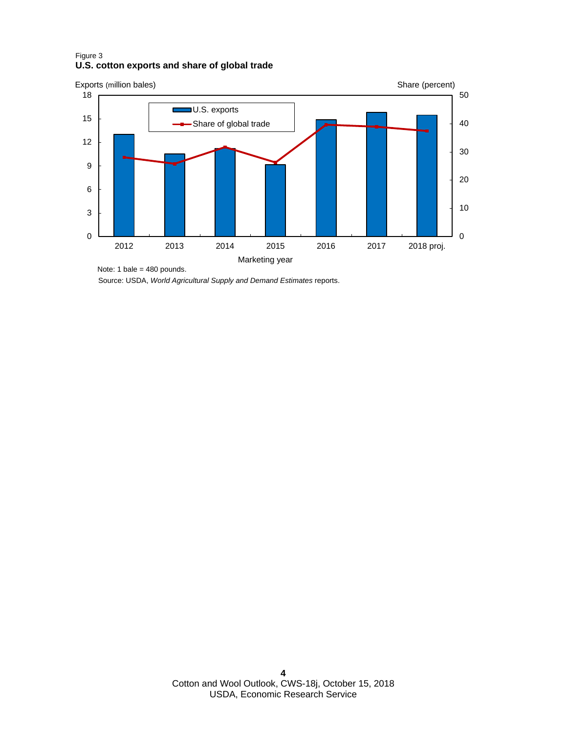Figure 3

**U.S. cotton exports and share of global trade**

Note: 1 bale = 480 pounds.

Source: USDA, *World Agricultural Supply and Demand Estimates* reports.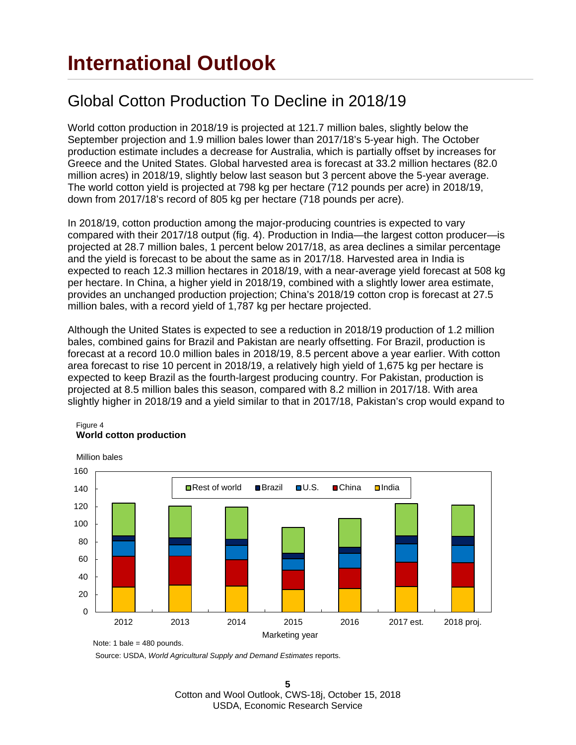# International Outlook

## Global Cotton Production To Decline in 2018/19

World cotton production in 2018/19 is projected at 121.7 million bales, slightly below the September projection and 1.9 million bales lower than 2017/18's 5-year high. The October production estimate includes a decrease for Australia, which is partially offset by increases for Greece and the United States. Global harvested area is forecast at 33.2 million hectares (82.0 million acres) in 2018/19, slightly below last season but 3 percent above the 5-year average. The world cotton yield is projected at 798 kg per hectare (712 pounds per acre) in 2018/19, down from 2017/18's record of 805 kg per hectare (718 pounds per acre).

In 2018/19, cotton production among the major-producing countries is expected to vary compared with their 2017/18 output (fig. 4). Production in India—the largest cotton producer—is projected at 28.7 million bales, 1 percent below 2017/18, as area declines a similar percentage and the yield is forecast to be about the same as in 2017/18. Harvested area in India is expected to reach 12.3 million hectares in 2018/19, with a near-average yield forecast at 508 kg per hectare. In China, a higher yield in 2018/19, combined with a slightly lower area estimate, provides an unchanged production projection; China's 2018/19 cotton crop is forecast at 27.5 million bales, with a record yield of 1,787 kg per hectare projected.

Although the United States is expected to see a reduction in 2018/19 production of 1.2 million bales, combined gains for Brazil and Pakistan are nearly offsetting. For Brazil, production is forecast at a record 10.0 million bales in 2018/19, 8.5 percent above a year earlier. With cotton area forecast to rise 10 percent in 2018/19, a relatively high yield of 1,675 kg per hectare is expected to keep Brazil as the fourth-largest producing country. For Pakistan, production is projected at 8.5 million bales this season, compared with 8.2 million in 2017/18. With area slightly higher in 2018/19 and a yield similar to that in 2017/18, Pakistan's crop would expand to

Figure 4
**World cotton production**

Note: 1 bale = 480 pounds.

Source: USDA, *World Agricultural Supply and Demand Estimates* reports.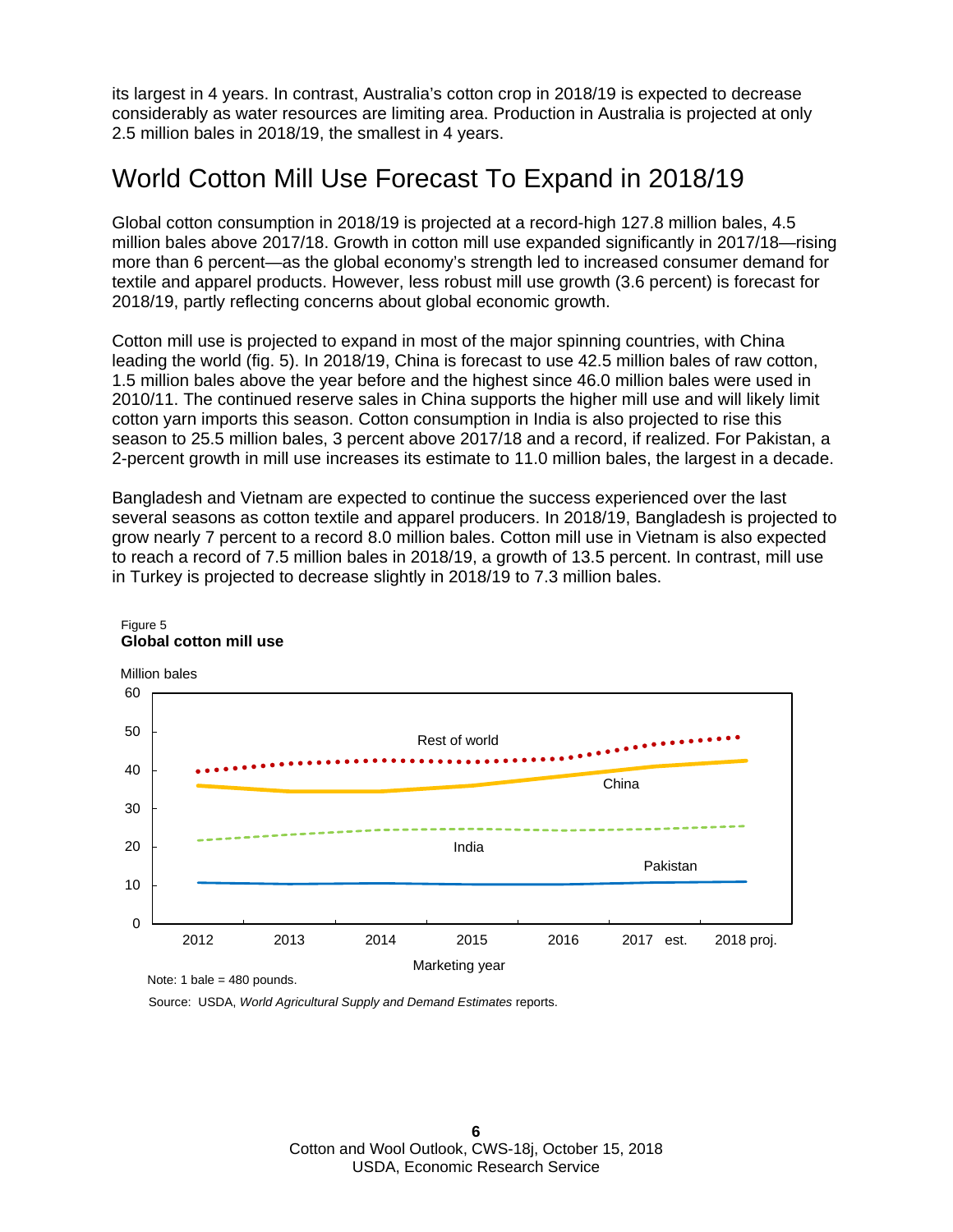its largest in 4 years. In contrast, Australia's cotton crop in 2018/19 is expected to decrease considerably as water resources are limiting area. Production in Australia is projected at only 2.5 million bales in 2018/19, the smallest in 4 years.

## World Cotton Mill Use Forecast To Expand in 2018/19

Global cotton consumption in 2018/19 is projected at a record-high 127.8 million bales, 4.5 million bales above 2017/18. Growth in cotton mill use expanded significantly in 2017/18—rising more than 6 percent—as the global economy's strength led to increased consumer demand for textile and apparel products. However, less robust mill use growth (3.6 percent) is forecast for 2018/19, partly reflecting concerns about global economic growth.

Cotton mill use is projected to expand in most of the major spinning countries, with China leading the world (fig. 5). In 2018/19, China is forecast to use 42.5 million bales of raw cotton, 1.5 million bales above the year before and the highest since 46.0 million bales were used in 2010/11. The continued reserve sales in China supports the higher mill use and will likely limit cotton yarn imports this season. Cotton consumption in India is also projected to rise this season to 25.5 million bales, 3 percent above 2017/18 and a record, if realized. For Pakistan, a 2-percent growth in mill use increases its estimate to 11.0 million bales, the largest in a decade.

Bangladesh and Vietnam are expected to continue the success experienced over the last several seasons as cotton textile and apparel producers. In 2018/19, Bangladesh is projected to grow nearly 7 percent to a record 8.0 million bales. Cotton mill use in Vietnam is also expected to reach a record of 7.5 million bales in 2018/19, a growth of 13.5 percent. In contrast, mill use in Turkey is projected to decrease slightly in 2018/19 to 7.3 million bales.

Figure 5
**Global cotton mill use**

Million bales

Rest of world, China, India, Pakistan

Marketing year: 2012, 2013, 2014, 2015, 2016, 2017 est., 2018 proj.

Note: 1 bale = 480 pounds.

Source: USDA, *World Agricultural Supply and Demand Estimates* reports.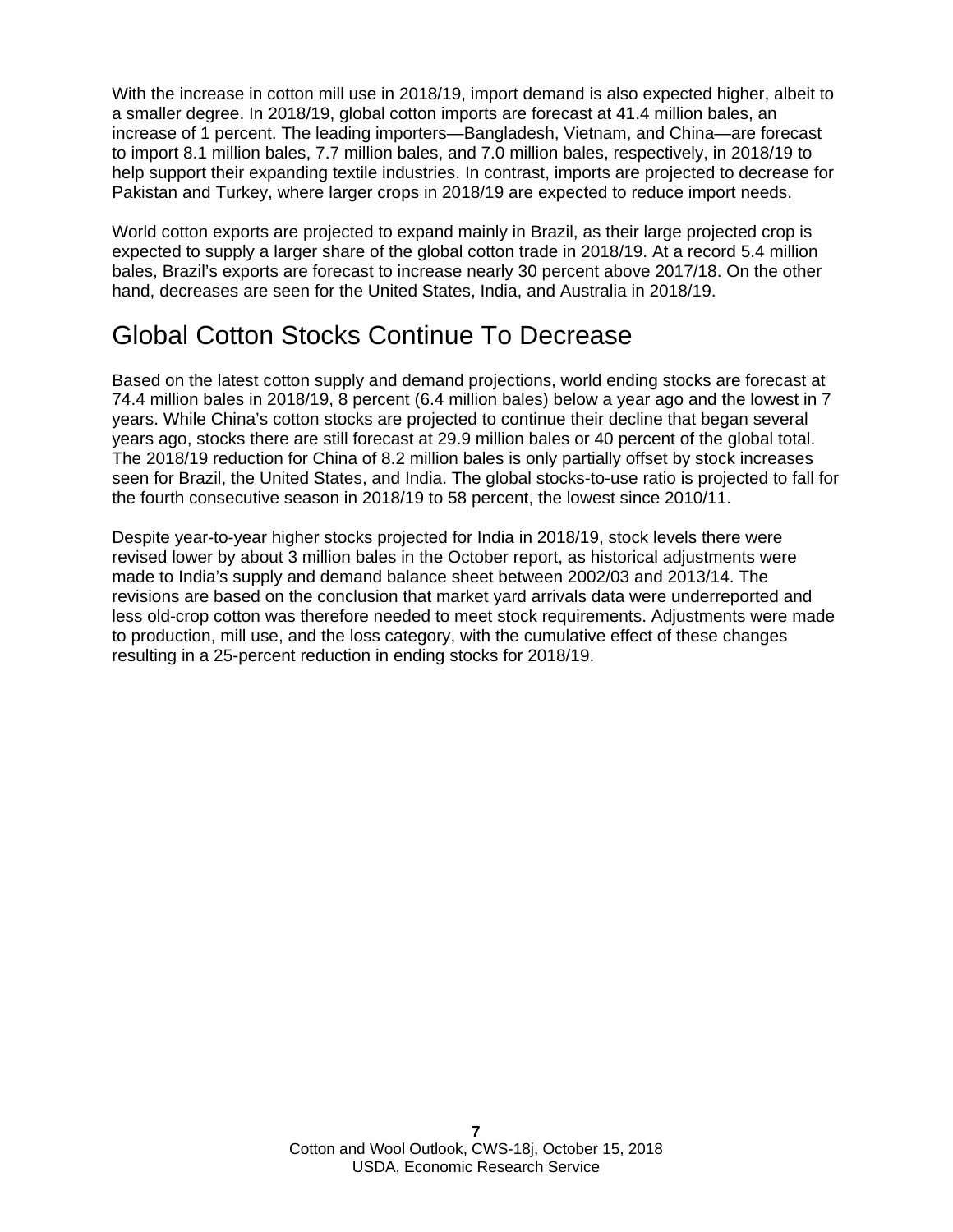With the increase in cotton mill use in 2018/19, import demand is also expected higher, albeit to a smaller degree. In 2018/19, global cotton imports are forecast at 41.4 million bales, an increase of 1 percent. The leading importers—Bangladesh, Vietnam, and China—are forecast to import 8.1 million bales, 7.7 million bales, and 7.0 million bales, respectively, in 2018/19 to help support their expanding textile industries. In contrast, imports are projected to decrease for Pakistan and Turkey, where larger crops in 2018/19 are expected to reduce import needs.

World cotton exports are projected to expand mainly in Brazil, as their large projected crop is expected to supply a larger share of the global cotton trade in 2018/19. At a record 5.4 million bales, Brazil's exports are forecast to increase nearly 30 percent above 2017/18. On the other hand, decreases are seen for the United States, India, and Australia in 2018/19.

## Global Cotton Stocks Continue To Decrease

Based on the latest cotton supply and demand projections, world ending stocks are forecast at 74.4 million bales in 2018/19, 8 percent (6.4 million bales) below a year ago and the lowest in 7 years. While China's cotton stocks are projected to continue their decline that began several years ago, stocks there are still forecast at 29.9 million bales or 40 percent of the global total. The 2018/19 reduction for China of 8.2 million bales is only partially offset by stock increases seen for Brazil, the United States, and India. The global stocks-to-use ratio is projected to fall for the fourth consecutive season in 2018/19 to 58 percent, the lowest since 2010/11.

Despite year-to-year higher stocks projected for India in 2018/19, stock levels there were revised lower by about 3 million bales in the October report, as historical adjustments were made to India's supply and demand balance sheet between 2002/03 and 2013/14. The revisions are based on the conclusion that market yard arrivals data were underreported and less old-crop cotton was therefore needed to meet stock requirements. Adjustments were made to production, mill use, and the loss category, with the cumulative effect of these changes resulting in a 25-percent reduction in ending stocks for 2018/19.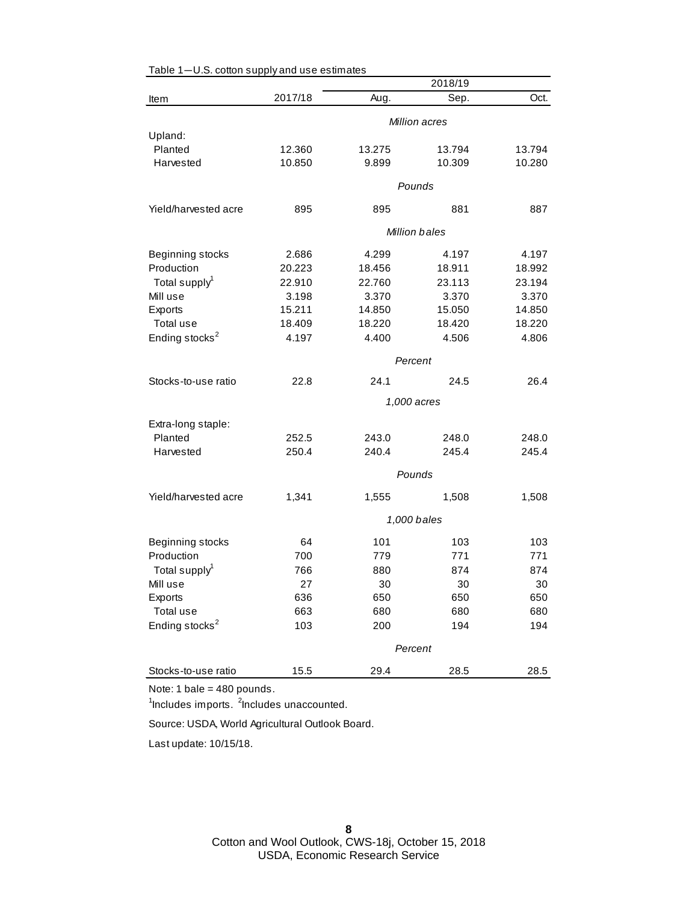Table 1—U.S. cotton supply and use estimates

| Item | 2017/18 | 2018/19 | | |
|---|---|---|---|---|
| | | Aug. | Sep. | Oct. |
| | | *Million acres* | | |
| Upland: | | | | |
| Planted | 12.360 | 13.275 | 13.794 | 13.794 |
| Harvested | 10.850 | 9.899 | 10.309 | 10.280 |
| | | *Pounds* | | |
| Yield/harvested acre | 895 | 895 | 881 | 887 |
| | | *Million bales* | | |
| Beginning stocks | 2.686 | 4.299 | 4.197 | 4.197 |
| Production | 20.223 | 18.456 | 18.911 | 18.992 |
| Total supply[1] | 22.910 | 22.760 | 23.113 | 23.194 |
| Mill use | 3.198 | 3.370 | 3.370 | 3.370 |
| Exports | 15.211 | 14.850 | 15.050 | 14.850 |
| Total use | 18.409 | 18.220 | 18.420 | 18.220 |
| Ending stocks[2] | 4.197 | 4.400 | 4.506 | 4.806 |
| | | *Percent* | | |
| Stocks-to-use ratio | 22.8 | 24.1 | 24.5 | 26.4 |
| | | *1,000 acres* | | |
| Extra-long staple: | | | | |
| Planted | 252.5 | 243.0 | 248.0 | 248.0 |
| Harvested | 250.4 | 240.4 | 245.4 | 245.4 |
| | | *Pounds* | | |
| Yield/harvested acre | 1,341 | 1,555 | 1,508 | 1,508 |
| | | *1,000 bales* | | |
| Beginning stocks | 64 | 101 | 103 | 103 |
| Production | 700 | 779 | 771 | 771 |
| Total supply[1] | 766 | 880 | 874 | 874 |
| Mill use | 27 | 30 | 30 | 30 |
| Exports | 636 | 650 | 650 | 650 |
| Total use | 663 | 680 | 680 | 680 |
| Ending stocks[2] | 103 | 200 | 194 | 194 |
| | | *Percent* | | |
| Stocks-to-use ratio | 15.5 | 29.4 | 28.5 | 28.5 |

Note: 1 bale = 480 pounds.

[1]Includes imports. [2]Includes unaccounted.

Source: USDA, World Agricultural Outlook Board.

Last update: 10/15/18.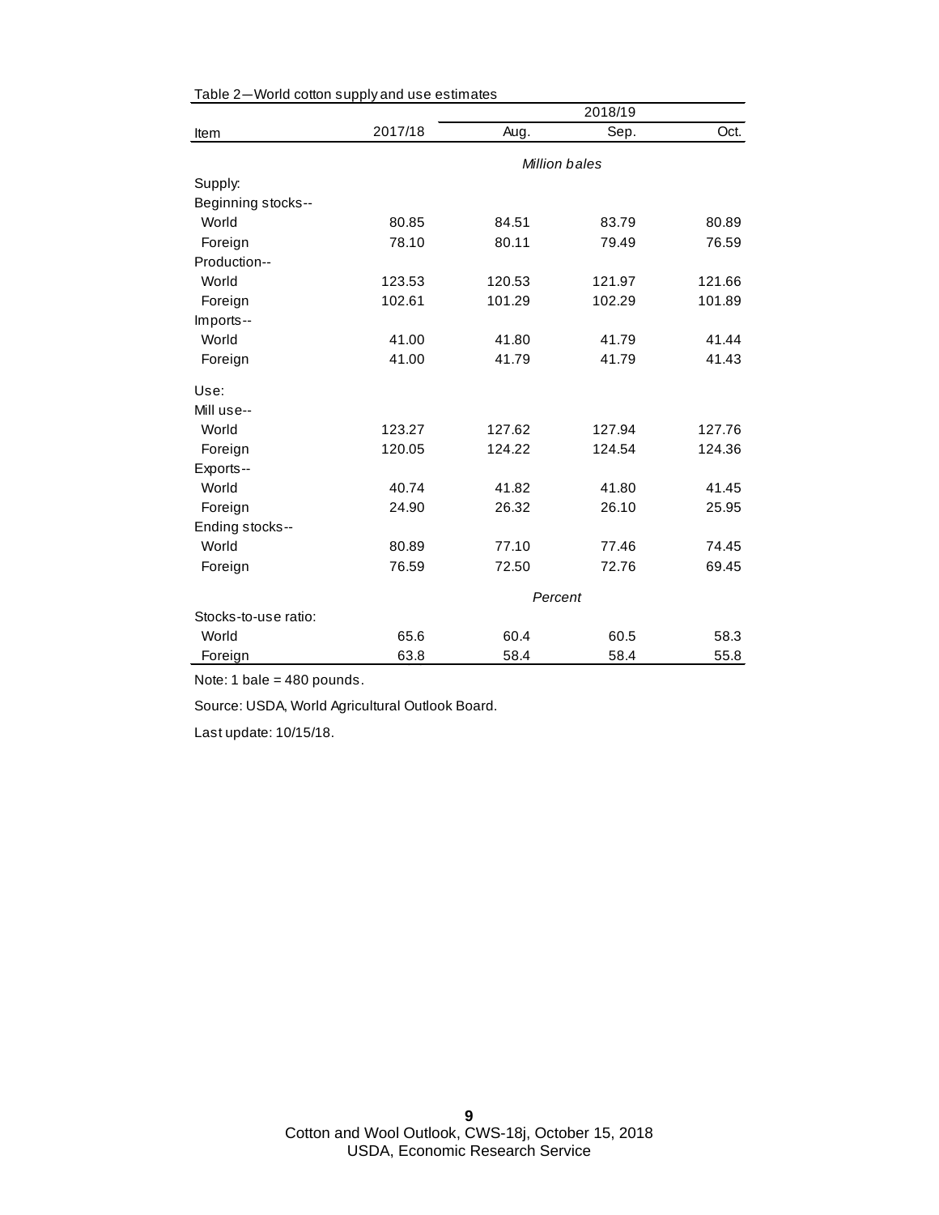Table 2—World cotton supply and use estimates

| Item | 2017/18 | 2018/19 | | |
|---|---|---|---|---|
| | | Aug. | Sep. | Oct. |
| | *Million bales* | | | |
| Supply: | | | | |
| Beginning stocks-- | | | | |
| World | 80.85 | 84.51 | 83.79 | 80.89 |
| Foreign | 78.10 | 80.11 | 79.49 | 76.59 |
| Production-- | | | | |
| World | 123.53 | 120.53 | 121.97 | 121.66 |
| Foreign | 102.61 | 101.29 | 102.29 | 101.89 |
| Imports-- | | | | |
| World | 41.00 | 41.80 | 41.79 | 41.44 |
| Foreign | 41.00 | 41.79 | 41.79 | 41.43 |
| Use: | | | | |
| Mill use-- | | | | |
| World | 123.27 | 127.62 | 127.94 | 127.76 |
| Foreign | 120.05 | 124.22 | 124.54 | 124.36 |
| Exports-- | | | | |
| World | 40.74 | 41.82 | 41.80 | 41.45 |
| Foreign | 24.90 | 26.32 | 26.10 | 25.95 |
| Ending stocks-- | | | | |
| World | 80.89 | 77.10 | 77.46 | 74.45 |
| Foreign | 76.59 | 72.50 | 72.76 | 69.45 |
| | *Percent* | | | |
| Stocks-to-use ratio: | | | | |
| World | 65.6 | 60.4 | 60.5 | 58.3 |
| Foreign | 63.8 | 58.4 | 58.4 | 55.8 |

Note: 1 bale = 480 pounds.

Source: USDA, World Agricultural Outlook Board.

Last update: 10/15/18.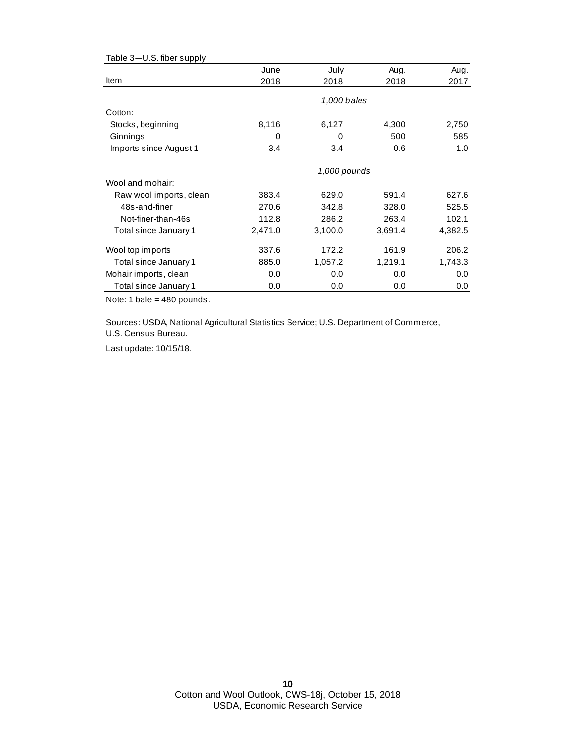Table 3—U.S. fiber supply

| Item | June 2018 | July 2018 | Aug. 2018 | Aug. 2017 |
|---|---|---|---|---|
| | *1,000 bales* | | | |
| Cotton: | | | | |
| Stocks, beginning | 8,116 | 6,127 | 4,300 | 2,750 |
| Ginnings | 0 | 0 | 500 | 585 |
| Imports since August 1 | 3.4 | 3.4 | 0.6 | 1.0 |
| | *1,000 pounds* | | | |
| Wool and mohair: | | | | |
| Raw wool imports, clean | 383.4 | 629.0 | 591.4 | 627.6 |
| 48s-and-finer | 270.6 | 342.8 | 328.0 | 525.5 |
| Not-finer-than-46s | 112.8 | 286.2 | 263.4 | 102.1 |
| Total since January 1 | 2,471.0 | 3,100.0 | 3,691.4 | 4,382.5 |
| Wool top imports | 337.6 | 172.2 | 161.9 | 206.2 |
| Total since January 1 | 885.0 | 1,057.2 | 1,219.1 | 1,743.3 |
| Mohair imports, clean | 0.0 | 0.0 | 0.0 | 0.0 |
| Total since January 1 | 0.0 | 0.0 | 0.0 | 0.0 |

Note: 1 bale = 480 pounds.

Sources: USDA, National Agricultural Statistics Service; U.S. Department of Commerce, U.S. Census Bureau.

Last update: 10/15/18.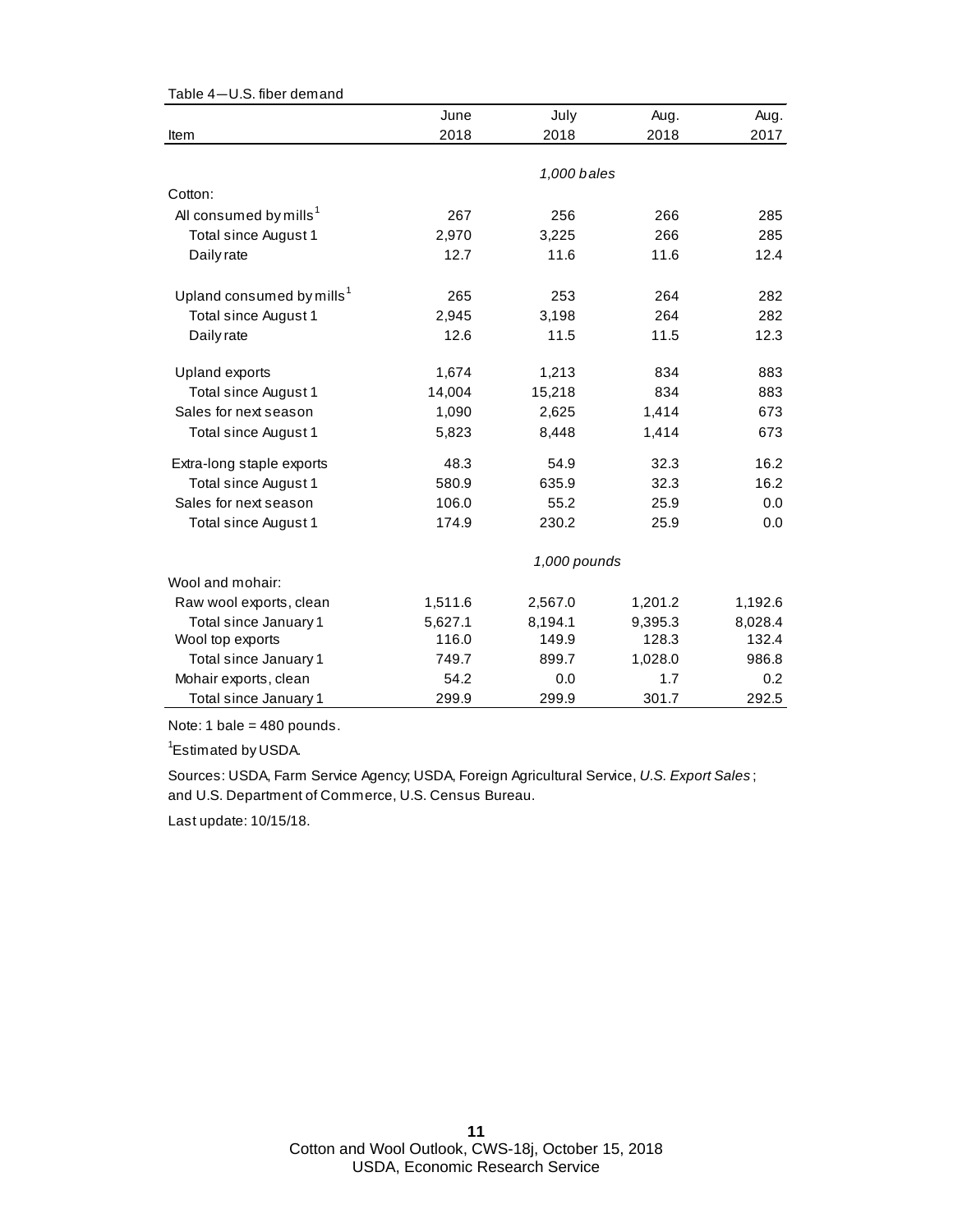Table 4—U.S. fiber demand

| Item | June 2018 | July 2018 | Aug. 2018 | Aug. 2017 |
|---|---|---|---|---|
| | | *1,000 bales* | | |
| Cotton: | | | | |
| All consumed by mills[1] | 267 | 256 | 266 | 285 |
| Total since August 1 | 2,970 | 3,225 | 266 | 285 |
| Daily rate | 12.7 | 11.6 | 11.6 | 12.4 |
| Upland consumed by mills[1] | 265 | 253 | 264 | 282 |
| Total since August 1 | 2,945 | 3,198 | 264 | 282 |
| Daily rate | 12.6 | 11.5 | 11.5 | 12.3 |
| Upland exports | 1,674 | 1,213 | 834 | 883 |
| Total since August 1 | 14,004 | 15,218 | 834 | 883 |
| Sales for next season | 1,090 | 2,625 | 1,414 | 673 |
| Total since August 1 | 5,823 | 8,448 | 1,414 | 673 |
| Extra-long staple exports | 48.3 | 54.9 | 32.3 | 16.2 |
| Total since August 1 | 580.9 | 635.9 | 32.3 | 16.2 |
| Sales for next season | 106.0 | 55.2 | 25.9 | 0.0 |
| Total since August 1 | 174.9 | 230.2 | 25.9 | 0.0 |
| | | *1,000 pounds* | | |
| Wool and mohair: | | | | |
| Raw wool exports, clean | 1,511.6 | 2,567.0 | 1,201.2 | 1,192.6 |
| Total since January 1 | 5,627.1 | 8,194.1 | 9,395.3 | 8,028.4 |
| Wool top exports | 116.0 | 149.9 | 128.3 | 132.4 |
| Total since January 1 | 749.7 | 899.7 | 1,028.0 | 986.8 |
| Mohair exports, clean | 54.2 | 0.0 | 1.7 | 0.2 |
| Total since January 1 | 299.9 | 299.9 | 301.7 | 292.5 |

Note: 1 bale = 480 pounds.

[1]Estimated by USDA.

Sources: USDA, Farm Service Agency; USDA, Foreign Agricultural Service, *U.S. Export Sales*; and U.S. Department of Commerce, U.S. Census Bureau.

Last update: 10/15/18.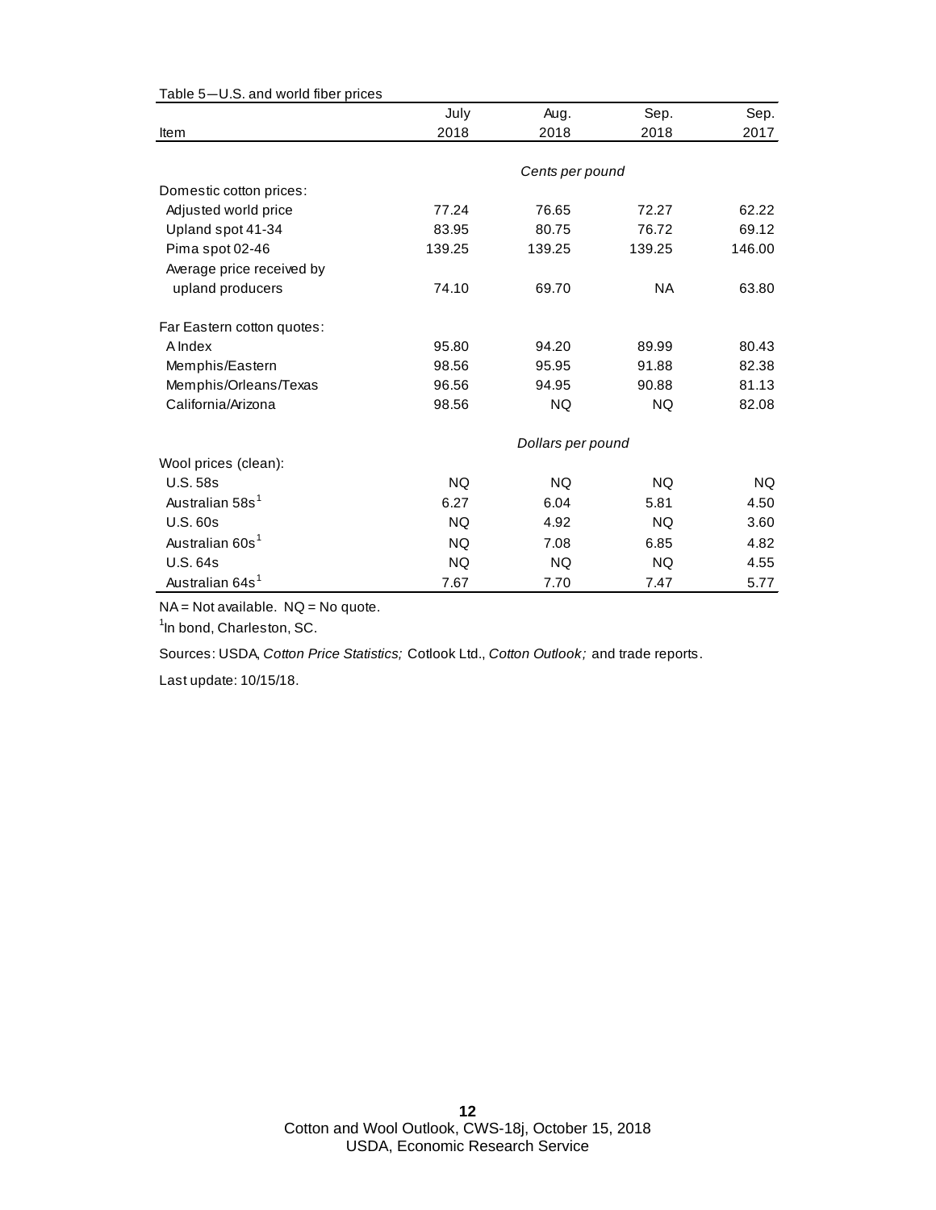Table 5—U.S. and world fiber prices

| Item | July 2018 | Aug. 2018 | Sep. 2018 | Sep. 2017 |
|---|---|---|---|---|
| | *Cents per pound* | | | |
| Domestic cotton prices: | | | | |
| Adjusted world price | 77.24 | 76.65 | 72.27 | 62.22 |
| Upland spot 41-34 | 83.95 | 80.75 | 76.72 | 69.12 |
| Pima spot 02-46 | 139.25 | 139.25 | 139.25 | 146.00 |
| Average price received by upland producers | 74.10 | 69.70 | NA | 63.80 |
| Far Eastern cotton quotes: | | | | |
| A Index | 95.80 | 94.20 | 89.99 | 80.43 |
| Memphis/Eastern | 98.56 | 95.95 | 91.88 | 82.38 |
| Memphis/Orleans/Texas | 96.56 | 94.95 | 90.88 | 81.13 |
| California/Arizona | 98.56 | NQ | NQ | 82.08 |
| | *Dollars per pound* | | | |
| Wool prices (clean): | | | | |
| U.S. 58s | NQ | NQ | NQ | NQ |
| Australian 58s[1] | 6.27 | 6.04 | 5.81 | 4.50 |
| U.S. 60s | NQ | 4.92 | NQ | 3.60 |
| Australian 60s[1] | NQ | 7.08 | 6.85 | 4.82 |
| U.S. 64s | NQ | NQ | NQ | 4.55 |
| Australian 64s[1] | 7.67 | 7.70 | 7.47 | 5.77 |

NA = Not available. NQ = No quote.

[1]In bond, Charleston, SC.

Sources: USDA, *Cotton Price Statistics;* Cotlook Ltd., *Cotton Outlook;* and trade reports.

Last update: 10/15/18.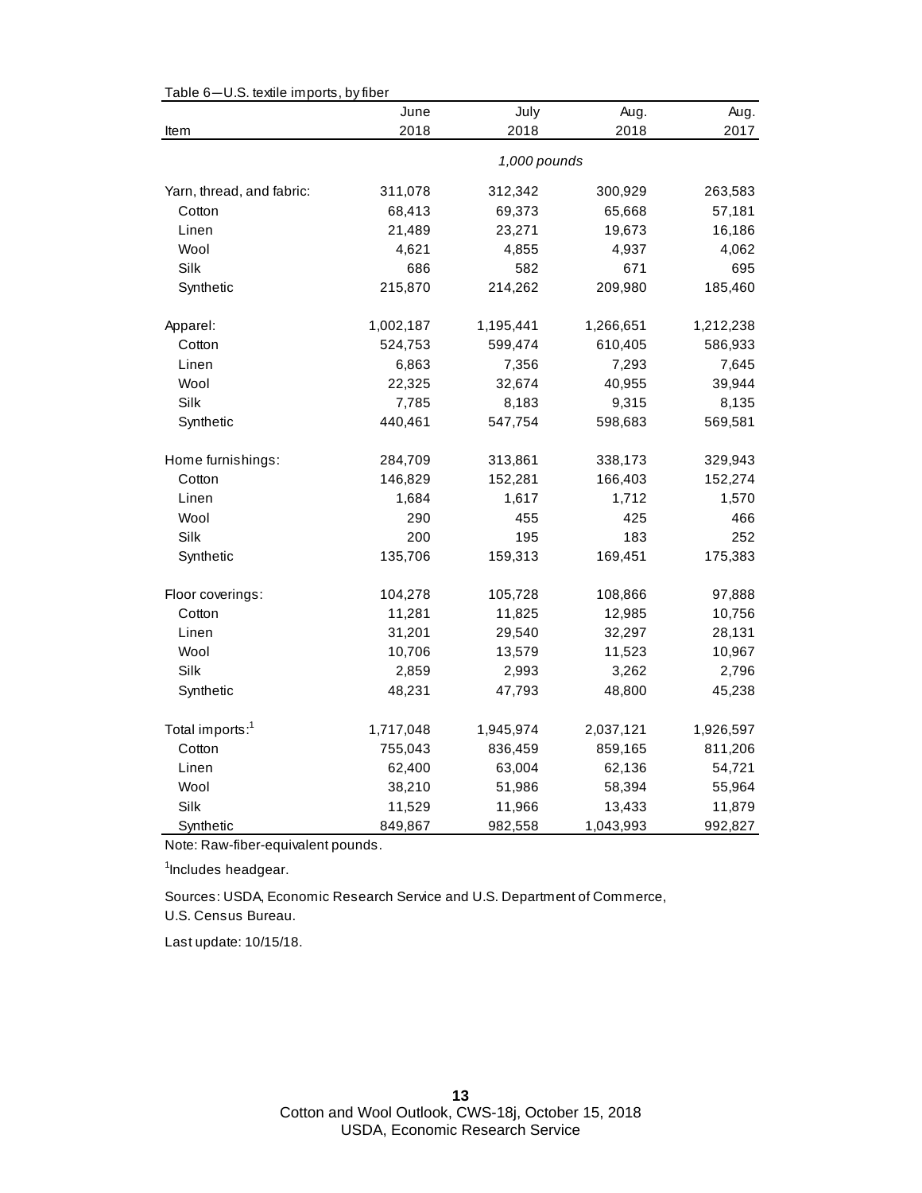Table 6—U.S. textile imports, by fiber

| Item | June 2018 | July 2018 | Aug. 2018 | Aug. 2017 |
|---|---|---|---|---|
| | *1,000 pounds* | | | |
| Yarn, thread, and fabric: | 311,078 | 312,342 | 300,929 | 263,583 |
| Cotton | 68,413 | 69,373 | 65,668 | 57,181 |
| Linen | 21,489 | 23,271 | 19,673 | 16,186 |
| Wool | 4,621 | 4,855 | 4,937 | 4,062 |
| Silk | 686 | 582 | 671 | 695 |
| Synthetic | 215,870 | 214,262 | 209,980 | 185,460 |
| Apparel: | 1,002,187 | 1,195,441 | 1,266,651 | 1,212,238 |
| Cotton | 524,753 | 599,474 | 610,405 | 586,933 |
| Linen | 6,863 | 7,356 | 7,293 | 7,645 |
| Wool | 22,325 | 32,674 | 40,955 | 39,944 |
| Silk | 7,785 | 8,183 | 9,315 | 8,135 |
| Synthetic | 440,461 | 547,754 | 598,683 | 569,581 |
| Home furnishings: | 284,709 | 313,861 | 338,173 | 329,943 |
| Cotton | 146,829 | 152,281 | 166,403 | 152,274 |
| Linen | 1,684 | 1,617 | 1,712 | 1,570 |
| Wool | 290 | 455 | 425 | 466 |
| Silk | 200 | 195 | 183 | 252 |
| Synthetic | 135,706 | 159,313 | 169,451 | 175,383 |
| Floor coverings: | 104,278 | 105,728 | 108,866 | 97,888 |
| Cotton | 11,281 | 11,825 | 12,985 | 10,756 |
| Linen | 31,201 | 29,540 | 32,297 | 28,131 |
| Wool | 10,706 | 13,579 | 11,523 | 10,967 |
| Silk | 2,859 | 2,993 | 3,262 | 2,796 |
| Synthetic | 48,231 | 47,793 | 48,800 | 45,238 |
| Total imports:[1] | 1,717,048 | 1,945,974 | 2,037,121 | 1,926,597 |
| Cotton | 755,043 | 836,459 | 859,165 | 811,206 |
| Linen | 62,400 | 63,004 | 62,136 | 54,721 |
| Wool | 38,210 | 51,986 | 58,394 | 55,964 |
| Silk | 11,529 | 11,966 | 13,433 | 11,879 |
| Synthetic | 849,867 | 982,558 | 1,043,993 | 992,827 |

Note: Raw-fiber-equivalent pounds.

[1]Includes headgear.

Sources: USDA, Economic Research Service and U.S. Department of Commerce, U.S. Census Bureau.

Last update: 10/15/18.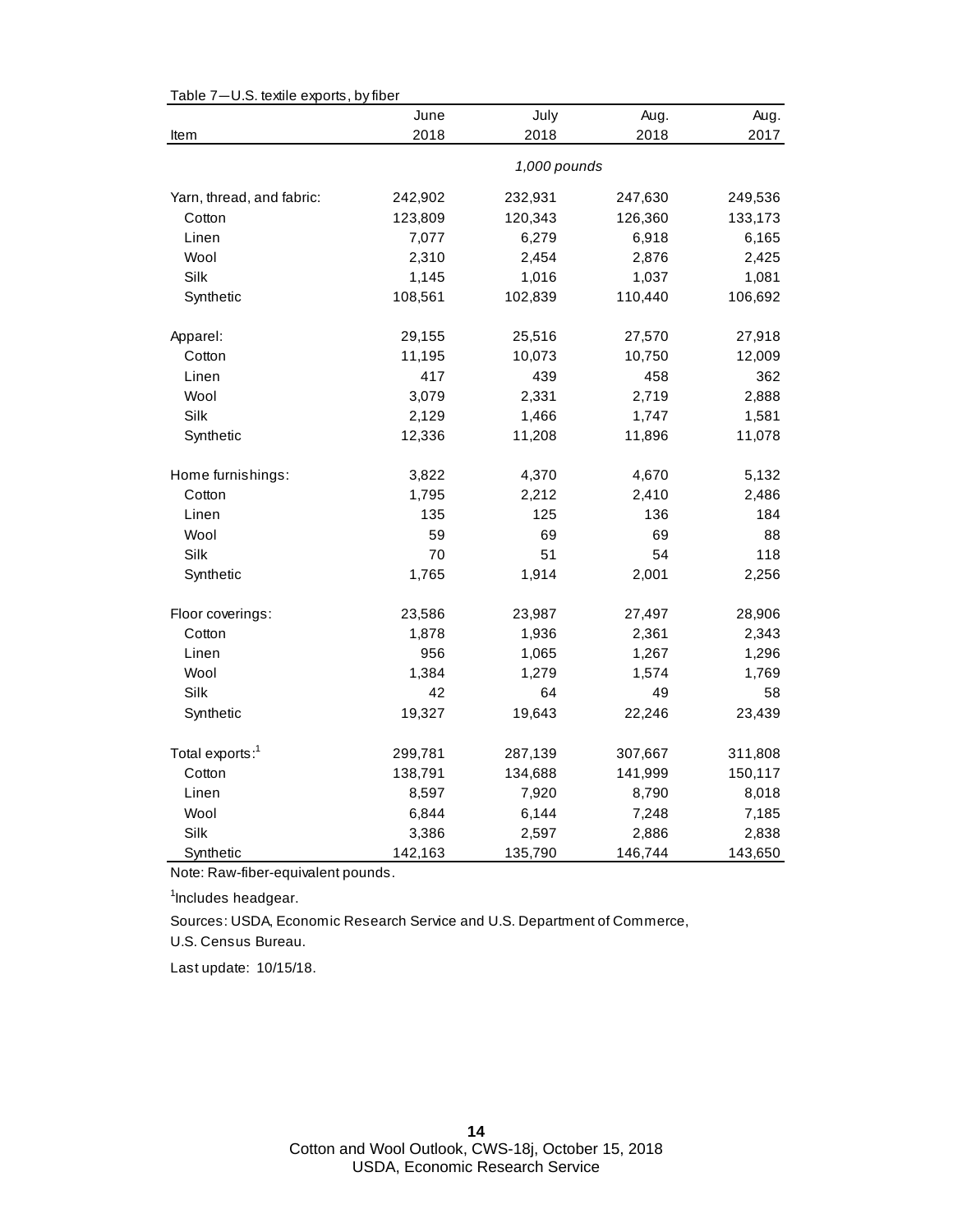Table 7—U.S. textile exports, by fiber

| Item | June 2018 | July 2018 | Aug. 2018 | Aug. 2017 |
|---|---|---|---|---|
| | *1,000 pounds* | | | |
| Yarn, thread, and fabric: | 242,902 | 232,931 | 247,630 | 249,536 |
| Cotton | 123,809 | 120,343 | 126,360 | 133,173 |
| Linen | 7,077 | 6,279 | 6,918 | 6,165 |
| Wool | 2,310 | 2,454 | 2,876 | 2,425 |
| Silk | 1,145 | 1,016 | 1,037 | 1,081 |
| Synthetic | 108,561 | 102,839 | 110,440 | 106,692 |
| Apparel: | 29,155 | 25,516 | 27,570 | 27,918 |
| Cotton | 11,195 | 10,073 | 10,750 | 12,009 |
| Linen | 417 | 439 | 458 | 362 |
| Wool | 3,079 | 2,331 | 2,719 | 2,888 |
| Silk | 2,129 | 1,466 | 1,747 | 1,581 |
| Synthetic | 12,336 | 11,208 | 11,896 | 11,078 |
| Home furnishings: | 3,822 | 4,370 | 4,670 | 5,132 |
| Cotton | 1,795 | 2,212 | 2,410 | 2,486 |
| Linen | 135 | 125 | 136 | 184 |
| Wool | 59 | 69 | 69 | 88 |
| Silk | 70 | 51 | 54 | 118 |
| Synthetic | 1,765 | 1,914 | 2,001 | 2,256 |
| Floor coverings: | 23,586 | 23,987 | 27,497 | 28,906 |
| Cotton | 1,878 | 1,936 | 2,361 | 2,343 |
| Linen | 956 | 1,065 | 1,267 | 1,296 |
| Wool | 1,384 | 1,279 | 1,574 | 1,769 |
| Silk | 42 | 64 | 49 | 58 |
| Synthetic | 19,327 | 19,643 | 22,246 | 23,439 |
| Total exports:[1] | 299,781 | 287,139 | 307,667 | 311,808 |
| Cotton | 138,791 | 134,688 | 141,999 | 150,117 |
| Linen | 8,597 | 7,920 | 8,790 | 8,018 |
| Wool | 6,844 | 6,144 | 7,248 | 7,185 |
| Silk | 3,386 | 2,597 | 2,886 | 2,838 |
| Synthetic | 142,163 | 135,790 | 146,744 | 143,650 |

Note: Raw-fiber-equivalent pounds.

[1]Includes headgear.

Sources: USDA, Economic Research Service and U.S. Department of Commerce, U.S. Census Bureau.

Last update: 10/15/18.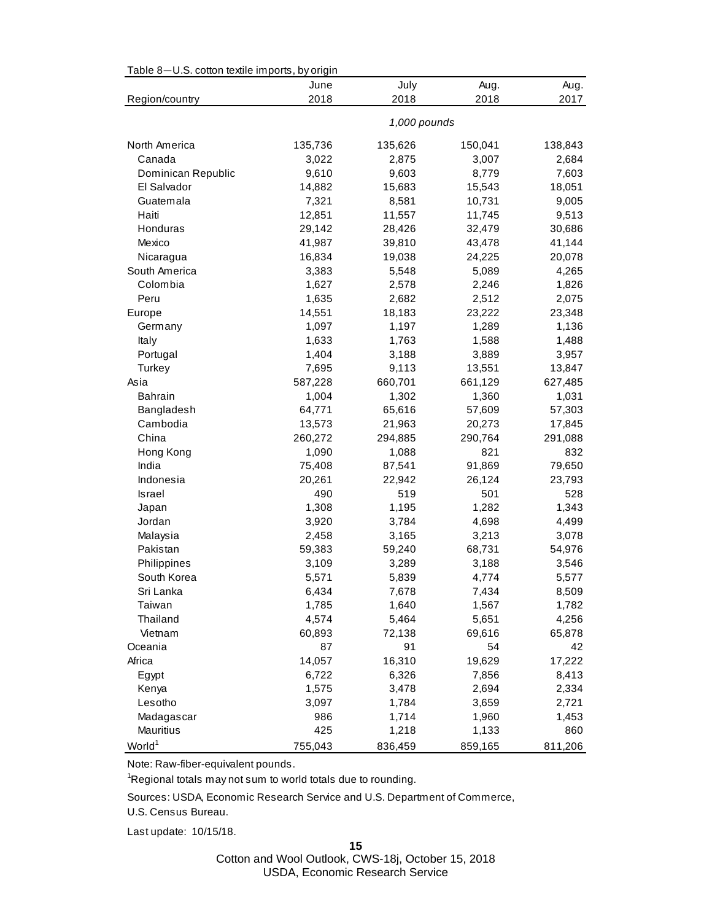Table 8—U.S. cotton textile imports, by origin

| Region/country | June 2018 | July 2018 | Aug. 2018 | Aug. 2017 |
|---|---|---|---|---|
| | *1,000 pounds* | | | |
| North America | 135,736 | 135,626 | 150,041 | 138,843 |
| Canada | 3,022 | 2,875 | 3,007 | 2,684 |
| Dominican Republic | 9,610 | 9,603 | 8,779 | 7,603 |
| El Salvador | 14,882 | 15,683 | 15,543 | 18,051 |
| Guatemala | 7,321 | 8,581 | 10,731 | 9,005 |
| Haiti | 12,851 | 11,557 | 11,745 | 9,513 |
| Honduras | 29,142 | 28,426 | 32,479 | 30,686 |
| Mexico | 41,987 | 39,810 | 43,478 | 41,144 |
| Nicaragua | 16,834 | 19,038 | 24,225 | 20,078 |
| South America | 3,383 | 5,548 | 5,089 | 4,265 |
| Colombia | 1,627 | 2,578 | 2,246 | 1,826 |
| Peru | 1,635 | 2,682 | 2,512 | 2,075 |
| Europe | 14,551 | 18,183 | 23,222 | 23,348 |
| Germany | 1,097 | 1,197 | 1,289 | 1,136 |
| Italy | 1,633 | 1,763 | 1,588 | 1,488 |
| Portugal | 1,404 | 3,188 | 3,889 | 3,957 |
| Turkey | 7,695 | 9,113 | 13,551 | 13,847 |
| Asia | 587,228 | 660,701 | 661,129 | 627,485 |
| Bahrain | 1,004 | 1,302 | 1,360 | 1,031 |
| Bangladesh | 64,771 | 65,616 | 57,609 | 57,303 |
| Cambodia | 13,573 | 21,963 | 20,273 | 17,845 |
| China | 260,272 | 294,885 | 290,764 | 291,088 |
| Hong Kong | 1,090 | 1,088 | 821 | 832 |
| India | 75,408 | 87,541 | 91,869 | 79,650 |
| Indonesia | 20,261 | 22,942 | 26,124 | 23,793 |
| Israel | 490 | 519 | 501 | 528 |
| Japan | 1,308 | 1,195 | 1,282 | 1,343 |
| Jordan | 3,920 | 3,784 | 4,698 | 4,499 |
| Malaysia | 2,458 | 3,165 | 3,213 | 3,078 |
| Pakistan | 59,383 | 59,240 | 68,731 | 54,976 |
| Philippines | 3,109 | 3,289 | 3,188 | 3,546 |
| South Korea | 5,571 | 5,839 | 4,774 | 5,577 |
| Sri Lanka | 6,434 | 7,678 | 7,434 | 8,509 |
| Taiwan | 1,785 | 1,640 | 1,567 | 1,782 |
| Thailand | 4,574 | 5,464 | 5,651 | 4,256 |
| Vietnam | 60,893 | 72,138 | 69,616 | 65,878 |
| Oceania | 87 | 91 | 54 | 42 |
| Africa | 14,057 | 16,310 | 19,629 | 17,222 |
| Egypt | 6,722 | 6,326 | 7,856 | 8,413 |
| Kenya | 1,575 | 3,478 | 2,694 | 2,334 |
| Lesotho | 3,097 | 1,784 | 3,659 | 2,721 |
| Madagascar | 986 | 1,714 | 1,960 | 1,453 |
| Mauritius | 425 | 1,218 | 1,133 | 860 |
| World[1] | 755,043 | 836,459 | 859,165 | 811,206 |

Note: Raw-fiber-equivalent pounds.

[1]Regional totals may not sum to world totals due to rounding.

Sources: USDA, Economic Research Service and U.S. Department of Commerce, U.S. Census Bureau.

Last update: 10/15/18.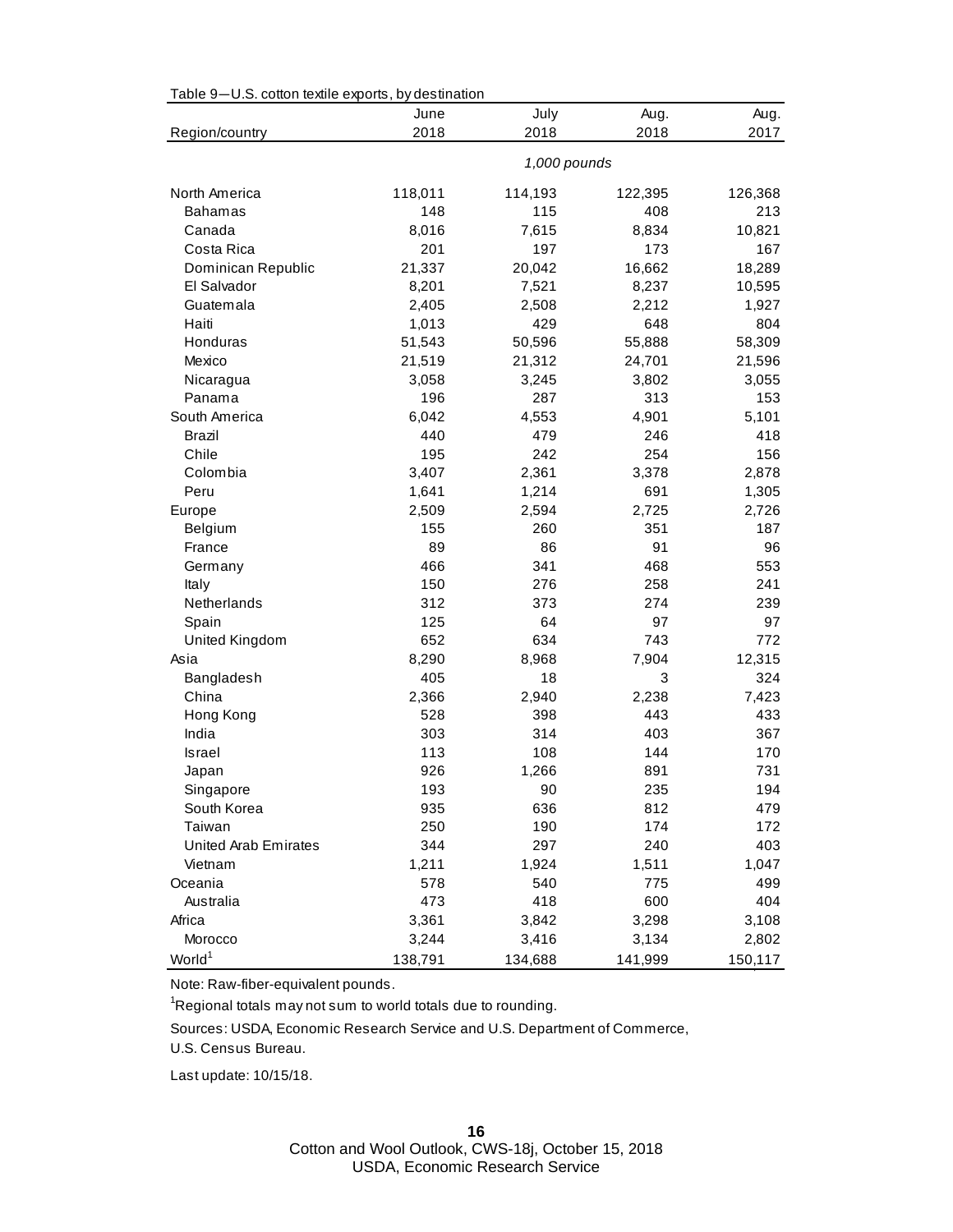Table 9—U.S. cotton textile exports, by destination

| Region/country | June 2018 | July 2018 | Aug. 2018 | Aug. 2017 |
|---|---|---|---|---|
| | *1,000 pounds* | | | |
| North America | 118,011 | 114,193 | 122,395 | 126,368 |
| Bahamas | 148 | 115 | 408 | 213 |
| Canada | 8,016 | 7,615 | 8,834 | 10,821 |
| Costa Rica | 201 | 197 | 173 | 167 |
| Dominican Republic | 21,337 | 20,042 | 16,662 | 18,289 |
| El Salvador | 8,201 | 7,521 | 8,237 | 10,595 |
| Guatemala | 2,405 | 2,508 | 2,212 | 1,927 |
| Haiti | 1,013 | 429 | 648 | 804 |
| Honduras | 51,543 | 50,596 | 55,888 | 58,309 |
| Mexico | 21,519 | 21,312 | 24,701 | 21,596 |
| Nicaragua | 3,058 | 3,245 | 3,802 | 3,055 |
| Panama | 196 | 287 | 313 | 153 |
| South America | 6,042 | 4,553 | 4,901 | 5,101 |
| Brazil | 440 | 479 | 246 | 418 |
| Chile | 195 | 242 | 254 | 156 |
| Colombia | 3,407 | 2,361 | 3,378 | 2,878 |
| Peru | 1,641 | 1,214 | 691 | 1,305 |
| Europe | 2,509 | 2,594 | 2,725 | 2,726 |
| Belgium | 155 | 260 | 351 | 187 |
| France | 89 | 86 | 91 | 96 |
| Germany | 466 | 341 | 468 | 553 |
| Italy | 150 | 276 | 258 | 241 |
| Netherlands | 312 | 373 | 274 | 239 |
| Spain | 125 | 64 | 97 | 97 |
| United Kingdom | 652 | 634 | 743 | 772 |
| Asia | 8,290 | 8,968 | 7,904 | 12,315 |
| Bangladesh | 405 | 18 | 3 | 324 |
| China | 2,366 | 2,940 | 2,238 | 7,423 |
| Hong Kong | 528 | 398 | 443 | 433 |
| India | 303 | 314 | 403 | 367 |
| Israel | 113 | 108 | 144 | 170 |
| Japan | 926 | 1,266 | 891 | 731 |
| Singapore | 193 | 90 | 235 | 194 |
| South Korea | 935 | 636 | 812 | 479 |
| Taiwan | 250 | 190 | 174 | 172 |
| United Arab Emirates | 344 | 297 | 240 | 403 |
| Vietnam | 1,211 | 1,924 | 1,511 | 1,047 |
| Oceania | 578 | 540 | 775 | 499 |
| Australia | 473 | 418 | 600 | 404 |
| Africa | 3,361 | 3,842 | 3,298 | 3,108 |
| Morocco | 3,244 | 3,416 | 3,134 | 2,802 |
| World[1] | 138,791 | 134,688 | 141,999 | 150,117 |

Note: Raw-fiber-equivalent pounds.

[1]Regional totals may not sum to world totals due to rounding.

Sources: USDA, Economic Research Service and U.S. Department of Commerce, U.S. Census Bureau.

Last update: 10/15/18.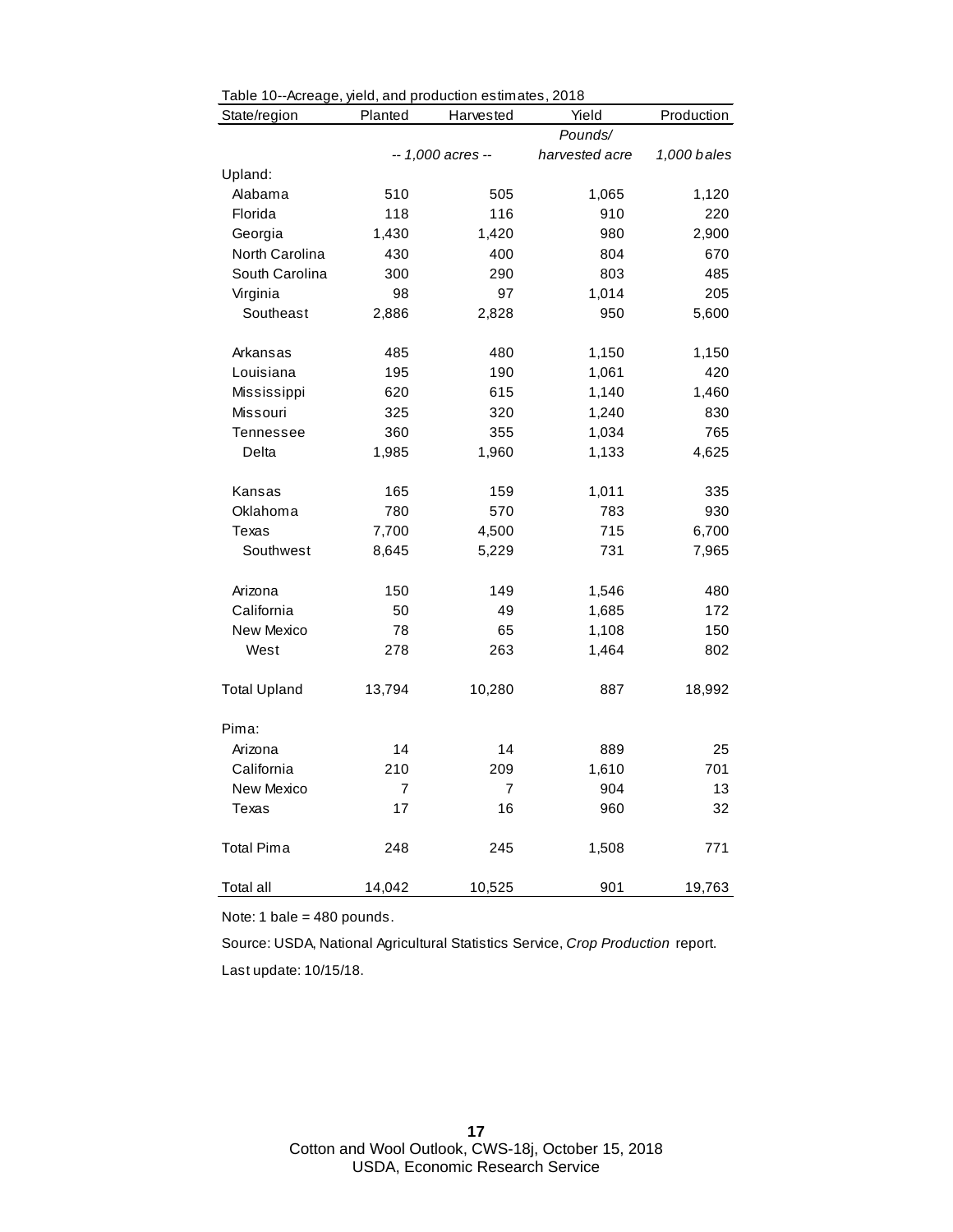Table 10--Acreage, yield, and production estimates, 2018

| State/region | Planted | Harvested | Yield | Production |
|---|---|---|---|---|
| | | | *Pounds/* | |
| | *-- 1,000 acres --* | | *harvested acre* | *1,000 bales* |
| Upland: | | | | |
| Alabama | 510 | 505 | 1,065 | 1,120 |
| Florida | 118 | 116 | 910 | 220 |
| Georgia | 1,430 | 1,420 | 980 | 2,900 |
| North Carolina | 430 | 400 | 804 | 670 |
| South Carolina | 300 | 290 | 803 | 485 |
| Virginia | 98 | 97 | 1,014 | 205 |
| Southeast | 2,886 | 2,828 | 950 | 5,600 |
| | | | | |
| Arkansas | 485 | 480 | 1,150 | 1,150 |
| Louisiana | 195 | 190 | 1,061 | 420 |
| Mississippi | 620 | 615 | 1,140 | 1,460 |
| Missouri | 325 | 320 | 1,240 | 830 |
| Tennessee | 360 | 355 | 1,034 | 765 |
| Delta | 1,985 | 1,960 | 1,133 | 4,625 |
| | | | | |
| Kansas | 165 | 159 | 1,011 | 335 |
| Oklahoma | 780 | 570 | 783 | 930 |
| Texas | 7,700 | 4,500 | 715 | 6,700 |
| Southwest | 8,645 | 5,229 | 731 | 7,965 |
| | | | | |
| Arizona | 150 | 149 | 1,546 | 480 |
| California | 50 | 49 | 1,685 | 172 |
| New Mexico | 78 | 65 | 1,108 | 150 |
| West | 278 | 263 | 1,464 | 802 |
| | | | | |
| Total Upland | 13,794 | 10,280 | 887 | 18,992 |
| | | | | |
| Pima: | | | | |
| Arizona | 14 | 14 | 889 | 25 |
| California | 210 | 209 | 1,610 | 701 |
| New Mexico | 7 | 7 | 904 | 13 |
| Texas | 17 | 16 | 960 | 32 |
| | | | | |
| Total Pima | 248 | 245 | 1,508 | 771 |
| | | | | |
| Total all | 14,042 | 10,525 | 901 | 19,763 |

Note: 1 bale = 480 pounds.

Source: USDA, National Agricultural Statistics Service, *Crop Production* report.

Last update: 10/15/18.